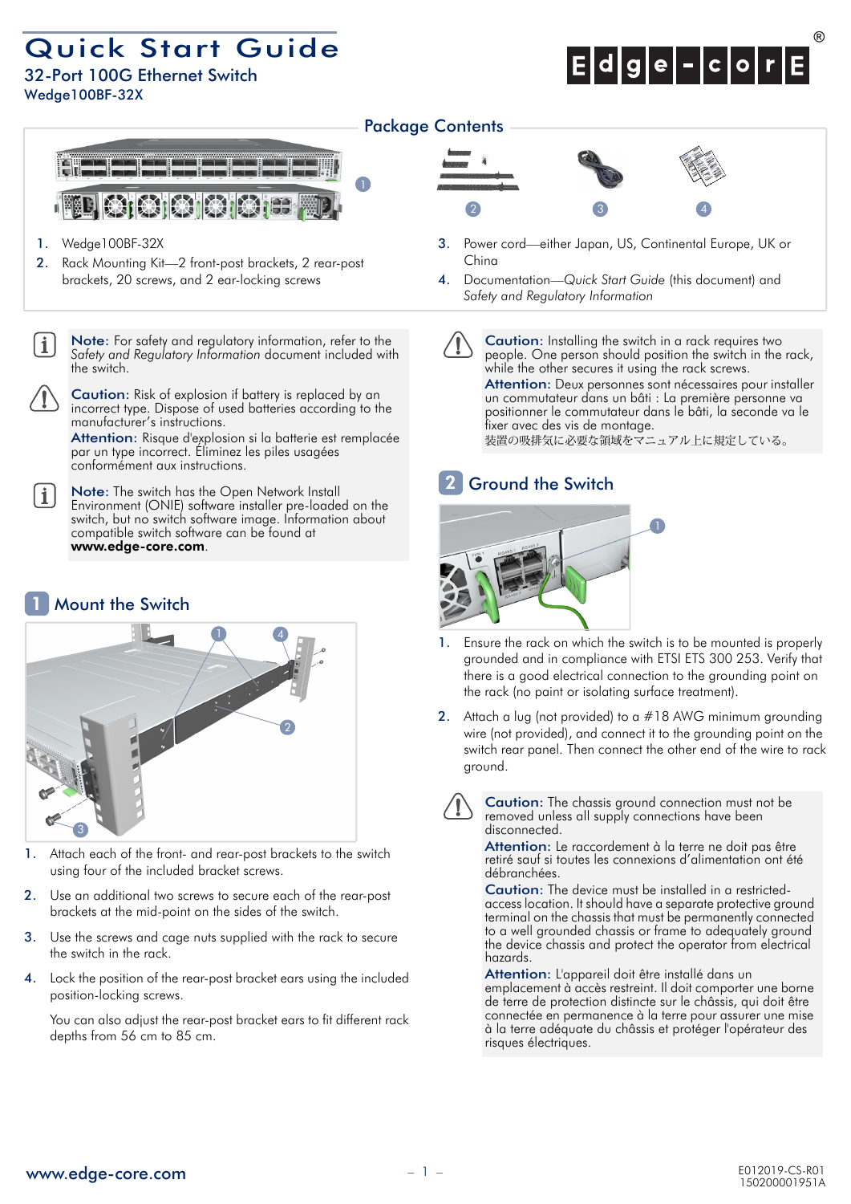# Quick Start Guide

## 32-Port 100G Ethernet Switch

Wedge100BF-32X

### Package Contents

1. Wedge100BF-32X
2. Rack Mounting Kit—2 front-post brackets, 2 rear-post brackets, 20 screws, and 2 ear-locking screws
3. Power cord—either Japan, US, Continental Europe, UK or China
4. Documentation—*Quick Start Guide* (this document) and *Safety and Regulatory Information*

**Note:** For safety and regulatory information, refer to the *Safety and Regulatory Information* document included with the switch.

**Caution:** Risk of explosion if battery is replaced by an incorrect type. Dispose of used batteries according to the manufacturer's instructions.
**Attention:** Risque d'explosion si la batterie est remplacée par un type incorrect. Éliminez les piles usagées conformément aux instructions.

**Note:** The switch has the Open Network Install Environment (ONIE) software installer pre-loaded on the switch, but no switch software image. Information about compatible switch software can be found at **www.edge-core.com**.

## 1 Mount the Switch

1. Attach each of the front- and rear-post brackets to the switch using four of the included bracket screws.
2. Use an additional two screws to secure each of the rear-post brackets at the mid-point on the sides of the switch.
3. Use the screws and cage nuts supplied with the rack to secure the switch in the rack.
4. Lock the position of the rear-post bracket ears using the included position-locking screws.

   You can also adjust the rear-post bracket ears to fit different rack depths from 56 cm to 85 cm.

**Caution:** Installing the switch in a rack requires two people. One person should position the switch in the rack, while the other secures it using the rack screws.
**Attention:** Deux personnes sont nécessaires pour installer un commutateur dans un bâti : La première personne va positionner le commutateur dans le bâti, la seconde va le fixer avec des vis de montage.
装置の吸排気に必要な領域をマニュアル上に規定している。

## 2 Ground the Switch

1. Ensure the rack on which the switch is to be mounted is properly grounded and in compliance with ETSI ETS 300 253. Verify that there is a good electrical connection to the grounding point on the rack (no paint or isolating surface treatment).
2. Attach a lug (not provided) to a #18 AWG minimum grounding wire (not provided), and connect it to the grounding point on the switch rear panel. Then connect the other end of the wire to rack ground.

**Caution:** The chassis ground connection must not be removed unless all supply connections have been disconnected.
**Attention:** Le raccordement à la terre ne doit pas être retiré sauf si toutes les connexions d'alimentation ont été débranchées.
**Caution:** The device must be installed in a restricted-access location. It should have a separate protective ground terminal on the chassis that must be permanently connected to a well grounded chassis or frame to adequately ground the device chassis and protect the operator from electrical hazards.
**Attention:** L'appareil doit être installé dans un emplacement à accès restreint. Il doit comporter une borne de terre de protection distincte sur le châssis, qui doit être connectée en permanence à la terre pour assurer une mise à la terre adéquate du châssis et protéger l'opérateur des risques électriques.

E012019-CS-R01
150200001951A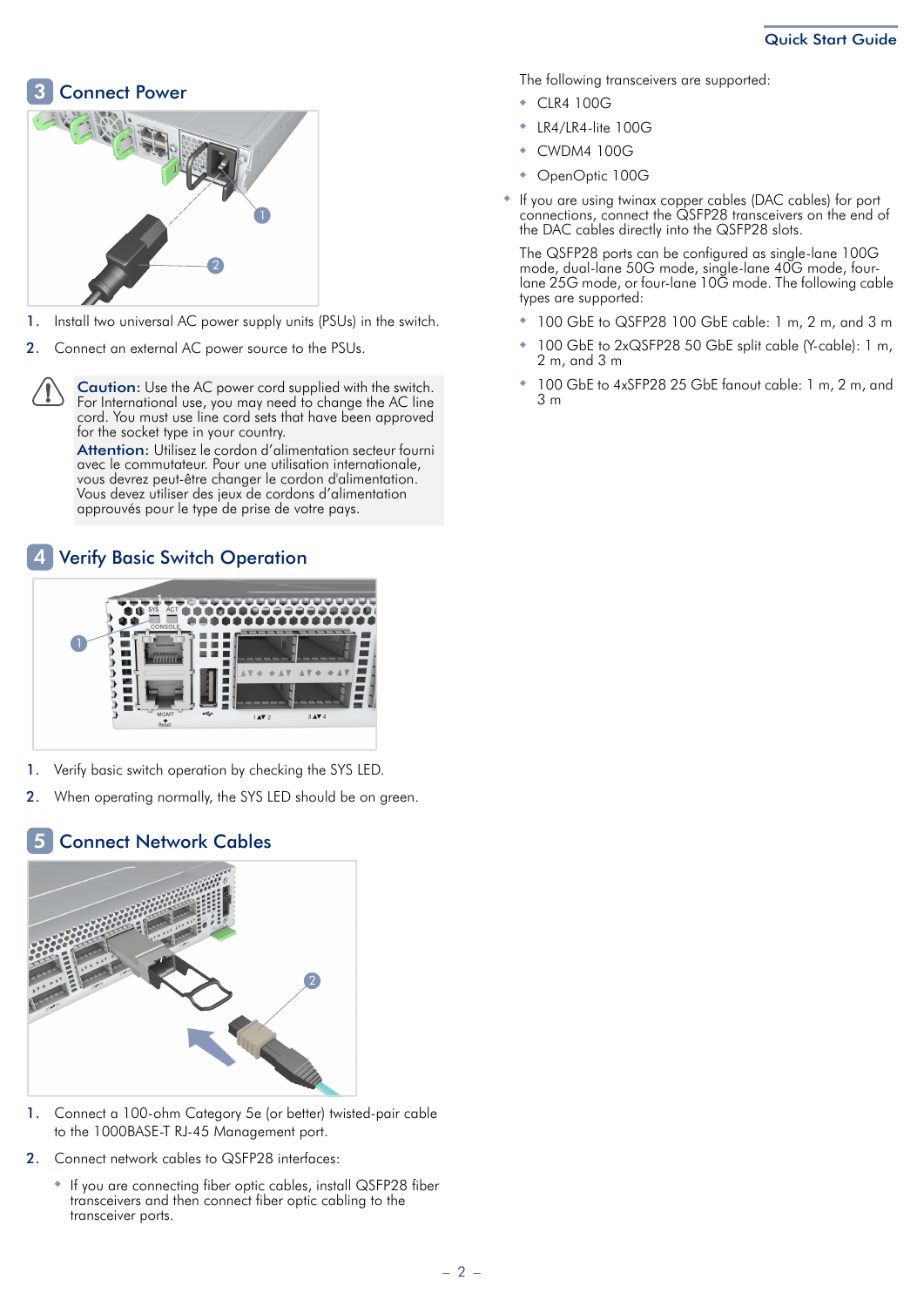## 3 Connect Power

1. Install two universal AC power supply units (PSUs) in the switch.
2. Connect an external AC power source to the PSUs.

**Caution:** Use the AC power cord supplied with the switch. For International use, you may need to change the AC line cord. You must use line cord sets that have been approved for the socket type in your country.
**Attention:** Utilisez le cordon d'alimentation secteur fourni avec le commutateur. Pour une utilisation internationale, vous devrez peut-être changer le cordon d'alimentation. Vous devez utiliser des jeux de cordons d'alimentation approuvés pour le type de prise de votre pays.

## 4 Verify Basic Switch Operation

1. Verify basic switch operation by checking the SYS LED.
2. When operating normally, the SYS LED should be on green.

## 5 Connect Network Cables

1. Connect a 100-ohm Category 5e (or better) twisted-pair cable to the 1000BASE-T RJ-45 Management port.
2. Connect network cables to QSFP28 interfaces:
   - If you are connecting fiber optic cables, install QSFP28 fiber transceivers and then connect fiber optic cabling to the transceiver ports.

     The following transceivers are supported:
     - CLR4 100G
     - LR4/LR4-lite 100G
     - CWDM4 100G
     - OpenOptic 100G
   - If you are using twinax copper cables (DAC cables) for port connections, connect the QSFP28 transceivers on the end of the DAC cables directly into the QSFP28 slots.

     The QSFP28 ports can be configured as single-lane 100G mode, dual-lane 50G mode, single-lane 40G mode, four-lane 25G mode, or four-lane 10G mode. The following cable types are supported:
     - 100 GbE to QSFP28 100 GbE cable: 1 m, 2 m, and 3 m
     - 100 GbE to 2xQSFP28 50 GbE split cable (Y-cable): 1 m, 2 m, and 3 m
     - 100 GbE to 4xSFP28 25 GbE fanout cable: 1 m, 2 m, and 3 m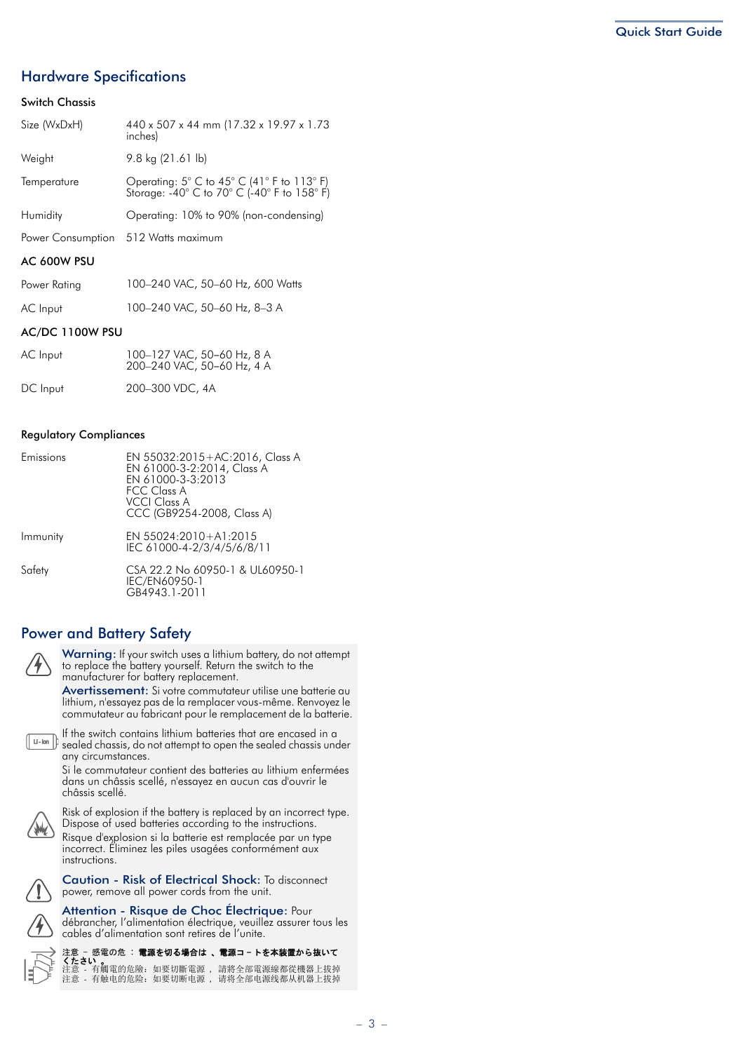## Hardware Specifications

### Switch Chassis

| | |
|---|---|
| Size (WxDxH) | 440 x 507 x 44 mm (17.32 x 19.97 x 1.73 inches) |
| Weight | 9.8 kg (21.61 lb) |
| Temperature | Operating: 5° C to 45° C (41° F to 113° F)<br>Storage: -40° C to 70° C (-40° F to 158° F) |
| Humidity | Operating: 10% to 90% (non-condensing) |
| Power Consumption | 512 Watts maximum |

### AC 600W PSU

| | |
|---|---|
| Power Rating | 100–240 VAC, 50–60 Hz, 600 Watts |
| AC Input | 100–240 VAC, 50–60 Hz, 8–3 A |

### AC/DC 1100W PSU

| | |
|---|---|
| AC Input | 100–127 VAC, 50–60 Hz, 8 A<br>200–240 VAC, 50–60 Hz, 4 A |
| DC Input | 200–300 VDC, 4A |

### Regulatory Compliances

| | |
|---|---|
| Emissions | EN 55032:2015+AC:2016, Class A<br>EN 61000-3-2:2014, Class A<br>EN 61000-3-3:2013<br>FCC Class A<br>VCCI Class A<br>CCC (GB9254-2008, Class A) |
| Immunity | EN 55024:2010+A1:2015<br>IEC 61000-4-2/3/4/5/6/8/11 |
| Safety | CSA 22.2 No 60950-1 & UL60950-1<br>IEC/EN60950-1<br>GB4943.1-2011 |

## Power and Battery Safety

**Warning:** If your switch uses a lithium battery, do not attempt to replace the battery yourself. Return the switch to the manufacturer for battery replacement.

**Avertissement:** Si votre commutateur utilise une batterie au lithium, n'essayez pas de la remplacer vous-même. Renvoyez le commutateur au fabricant pour le remplacement de la batterie.

If the switch contains lithium batteries that are encased in a sealed chassis, do not attempt to open the sealed chassis under any circumstances.

Si le commutateur contient des batteries au lithium enfermées dans un châssis scellé, n'essayez en aucun cas d'ouvrir le châssis scellé.

Risk of explosion if the battery is replaced by an incorrect type. Dispose of used batteries according to the instructions.

Risque d'explosion si la batterie est remplacée par un type incorrect. Éliminez les piles usagées conformément aux instructions.

**Caution - Risk of Electrical Shock:** To disconnect power, remove all power cords from the unit.

**Attention - Risque de Choc Électrique:** Pour débrancher, l'alimentation électrique, veuillez assurer tous les cables d'alimentation sont retires de l'unite.

注意 – 感電の危 ： 電源を切る場合は 、電源コードを本装置から抜いてください。
注意 - 有觸電的危險：如要切斷電源 ， 請將全部電源線都從機器上拔掉
注意 - 有触电的危险：如要切断电源 ， 请将全部电源线都从机器上拔掉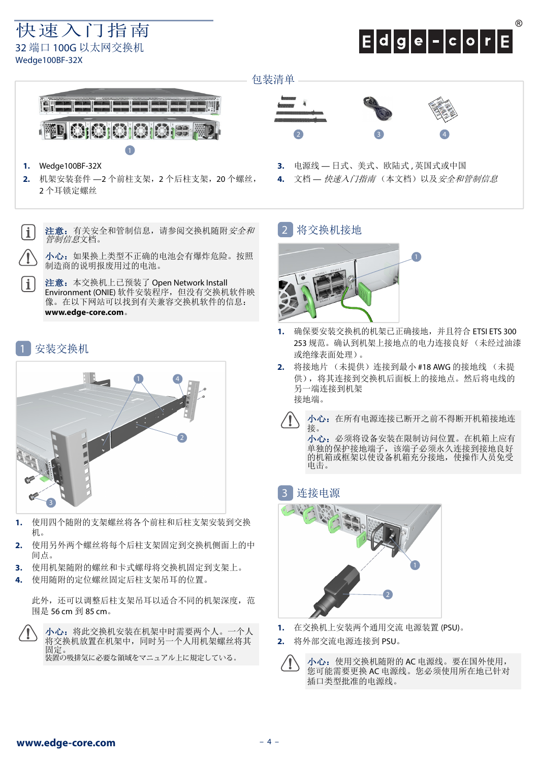# 快速入门指南

32 端口 100G 以太网交换机

Wedge100BF-32X

## 包装清单

1. Wedge100BF-32X
2. 机架安装套件 —2 个前柱支架，2 个后柱支架，20 个螺丝，2 个耳锁定螺丝
3. 电源线 — 日式、美式、欧陆式 , 英国式或中国
4. 文档 — *快速入门指南*（本文档）以及*安全和管制信息*

**注意：**有关安全和管制信息，请参阅交换机随附*安全和管制信息*文档。

**小心：**如果换上类型不正确的电池会有爆炸危险。按照制造商的说明报废用过的电池。

**注意：**本交换机上已预装了 Open Network Install Environment (ONIE) 软件安装程序，但没有交换机软件映像。在以下网站可以找到有关兼容交换机软件的信息：**www.edge-core.com**。

## 1 安装交换机

1. 使用四个随附的支架螺丝将各个前柱和后柱支架安装到交换机。
2. 使用另外两个螺丝将每个后柱支架固定到交换机侧面上的中间点。
3. 使用机架随附的螺丝和卡式螺母将交换机固定到支架上。
4. 使用随附的定位螺丝固定后柱支架吊耳的位置。

此外，还可以调整后柱支架吊耳以适合不同的机架深度，范围是 56 cm 到 85 cm。

**小心：**将此交换机安装在机架中时需要两个人。一个人将交换机放置在机架中，同时另一个人用机架螺丝将其固定。
装置の吸排気に必要な領域をマニュアル上に規定している。

## 2 将交换机接地

1. 确保要安装交换机的机架已正确接地，并且符合 ETSI ETS 300 253 规范。确认到机架上接地点的电力连接良好 （未经过油漆或绝缘表面处理）。
2. 将接地片 （未提供）连接到最小 #18 AWG 的接地线 （未提供），将其连接到交换机后面板上的接地点。然后将电线的另一端连接到机架接地端。

**小心：**在所有电源连接已断开之前不得断开机箱接地连接。
**小心：**必须将设备安装在限制访问位置。在机箱上应有单独的保护接地端子，该端子必须永久连接到接地良好的机箱或框架以使设备机箱充分接地，使操作人员免受电击。

## 3 连接电源

1. 在交换机上安装两个通用交流 电源装置 (PSU)。
2. 将外部交流电源连接到 PSU。

**小心：**使用交换机随附的 AC 电源线。要在国外使用，您可能需要更换 AC 电源线。您必须使用所在地已针对插口类型批准的电源线。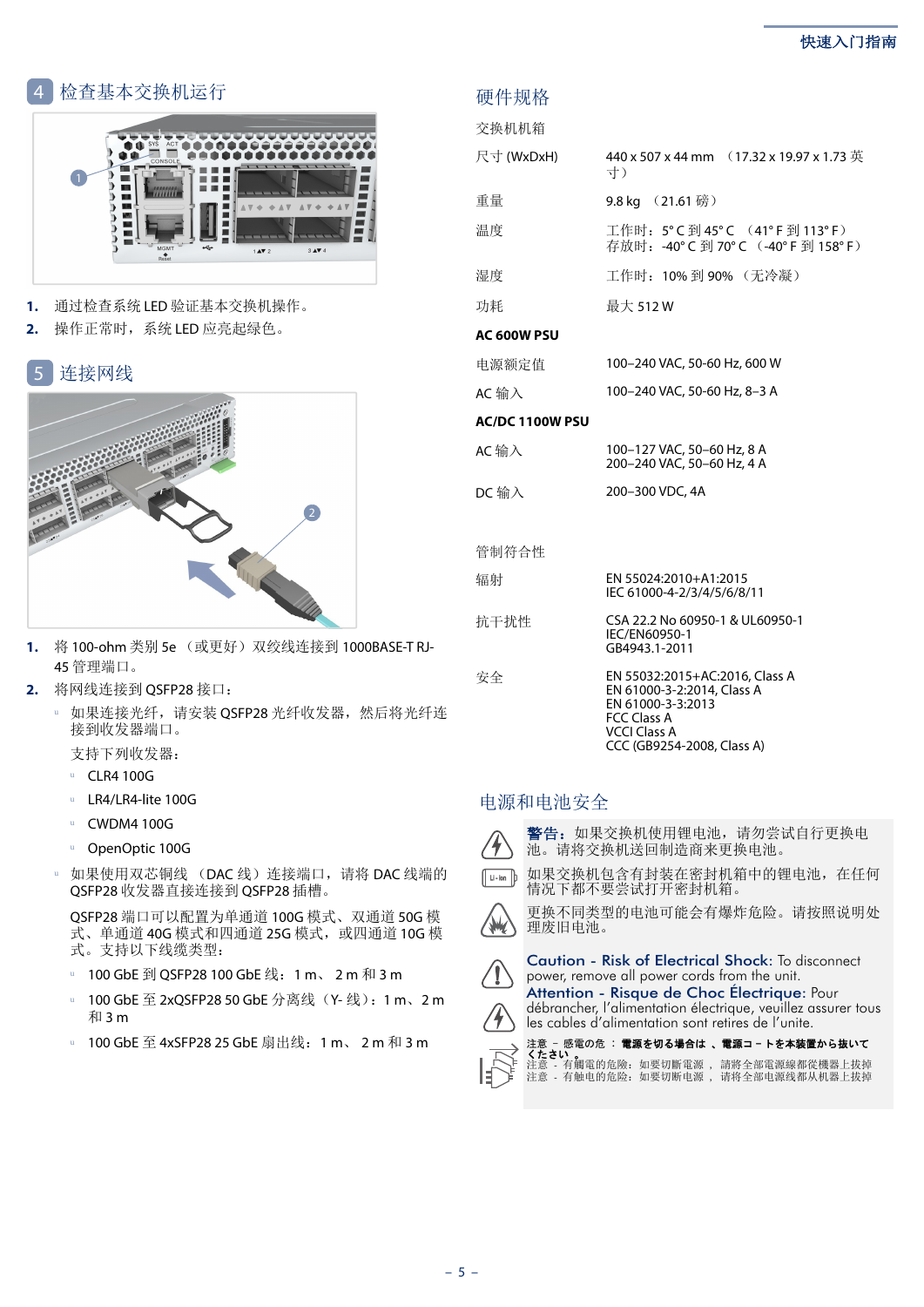## 4 检查基本交换机运行

1. 通过检查系统 LED 验证基本交换机操作。
2. 操作正常时，系统 LED 应亮起绿色。

## 5 连接网线

1. 将 100-ohm 类别 5e （或更好）双绞线连接到 1000BASE-T RJ-45 管理端口。
2. 将网线连接到 QSFP28 接口：
   - 如果连接光纤，请安装 QSFP28 光纤收发器，然后将光纤连接到收发器端口。

     支持下列收发器：
     - CLR4 100G
     - LR4/LR4-lite 100G
     - CWDM4 100G
     - OpenOptic 100G
   - 如果使用双芯铜线 （DAC 线）连接端口，请将 DAC 线端的 QSFP28 收发器直接连接到 QSFP28 插槽。

     QSFP28 端口可以配置为单通道 100G 模式、双通道 50G 模式、单通道 40G 模式和四通道 25G 模式，或四通道 10G 模式。支持以下线缆类型：
     - 100 GbE 到 QSFP28 100 GbE 线：1 m、 2 m 和 3 m
     - 100 GbE 至 2xQSFP28 50 GbE 分离线（Y- 线）：1 m、2 m 和 3 m
     - 100 GbE 至 4xSFP28 25 GbE 扇出线：1 m、 2 m 和 3 m

## 硬件规格

| | |
|---|---|
| 交换机机箱 | |
| 尺寸 (WxDxH) | 440 x 507 x 44 mm （17.32 x 19.97 x 1.73 英寸） |
| 重量 | 9.8 kg （21.61 磅） |
| 温度 | 工作时：5° C 到 45° C （41° F 到 113° F）<br>存放时：-40° C 到 70° C （-40° F 到 158° F） |
| 湿度 | 工作时：10% 到 90% （无冷凝） |
| 功耗 | 最大 512 W |
| **AC 600W PSU** | |
| 电源额定值 | 100–240 VAC, 50-60 Hz, 600 W |
| AC 输入 | 100–240 VAC, 50-60 Hz, 8–3 A |
| **AC/DC 1100W PSU** | |
| AC 输入 | 100–127 VAC, 50–60 Hz, 8 A<br>200–240 VAC, 50–60 Hz, 4 A |
| DC 输入 | 200–300 VDC, 4A |
| 管制符合性 | |
| 辐射 | EN 55024:2010+A1:2015<br>IEC 61000-4-2/3/4/5/6/8/11 |
| 抗干扰性 | CSA 22.2 No 60950-1 & UL60950-1<br>IEC/EN60950-1<br>GB4943.1-2011 |
| 安全 | EN 55032:2015+AC:2016, Class A<br>EN 61000-3-2:2014, Class A<br>EN 61000-3-3:2013<br>FCC Class A<br>VCCI Class A<br>CCC (GB9254-2008, Class A) |

## 电源和电池安全

**警告：**如果交换机使用锂电池，请勿尝试自行更换电池。请将交换机送回制造商来更换电池。

如果交换机包含有封装在密封机箱中的锂电池，在任何情况下都不要尝试打开密封机箱。

更换不同类型的电池可能会有爆炸危险。请按照说明处理废旧电池。

**Caution - Risk of Electrical Shock:** To disconnect power, remove all power cords from the unit.

**Attention - Risque de Choc Électrique:** Pour débrancher, l'alimentation électrique, veuillez assurer tous les cables d'alimentation sont retires de l'unite.

注意 – 感電の危 ： **電源を切る場合は 、電源コ－ドを本装置から抜いてください 。**

注意 - 有觸電的危險：如要切斷電源 ， 請將全部電源線都從機器上拔掉

注意 - 有触电的危险：如要切断电源 ， 请将全部电源线都从机器上拔掉